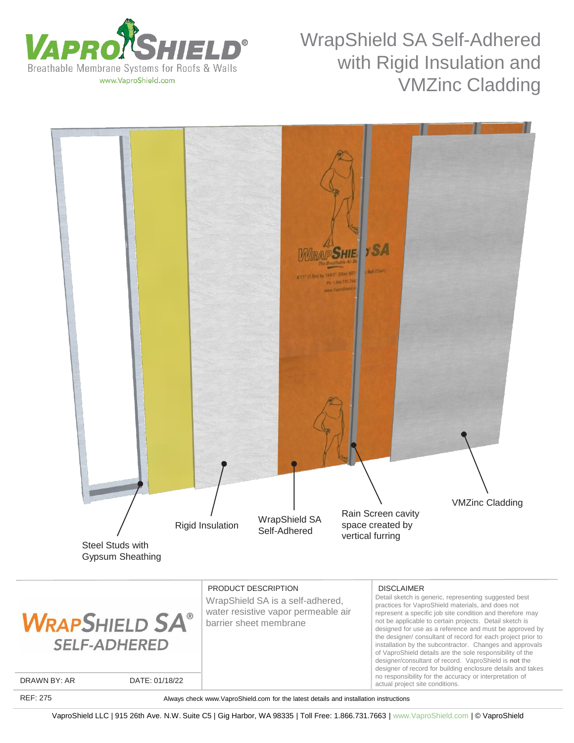# WrapShield SA Self-Adhered with Rigid Insulation and VMZinc Cladding

VAPROSHIELD®
Breathable Membrane Systems for Roofs & Walls
www.VaproShield.com

Steel Studs with Gypsum Sheathing

Rigid Insulation

WrapShield SA Self-Adhered

Rain Screen cavity space created by vertical furring

VMZinc Cladding

**WRAPSHIELD SA®**
**SELF-ADHERED**

DRAWN BY: AR

DATE: 01/18/22

REF: 275

PRODUCT DESCRIPTION

WrapShield SA is a self-adhered, water resistive vapor permeable air barrier sheet membrane

DISCLAIMER

Detail sketch is generic, representing suggested best practices for VaproShield materials, and does not represent a specific job site condition and therefore may not be applicable to certain projects. Detail sketch is designed for use as a reference and must be approved by the designer/ consultant of record for each project prior to installation by the subcontractor. Changes and approvals of VaproShield details are the sole responsibility of the designer/consultant of record. VaproShield is **not** the designer of record for building enclosure details and takes no responsibility for the accuracy or interpretation of actual project site conditions.

Always check www.VaproShield.com for the latest details and installation instructions

VaproShield LLC | 915 26th Ave. N.W. Suite C5 | Gig Harbor, WA 98335 | Toll Free: 1.866.731.7663 | www.VaproShield.com | © VaproShield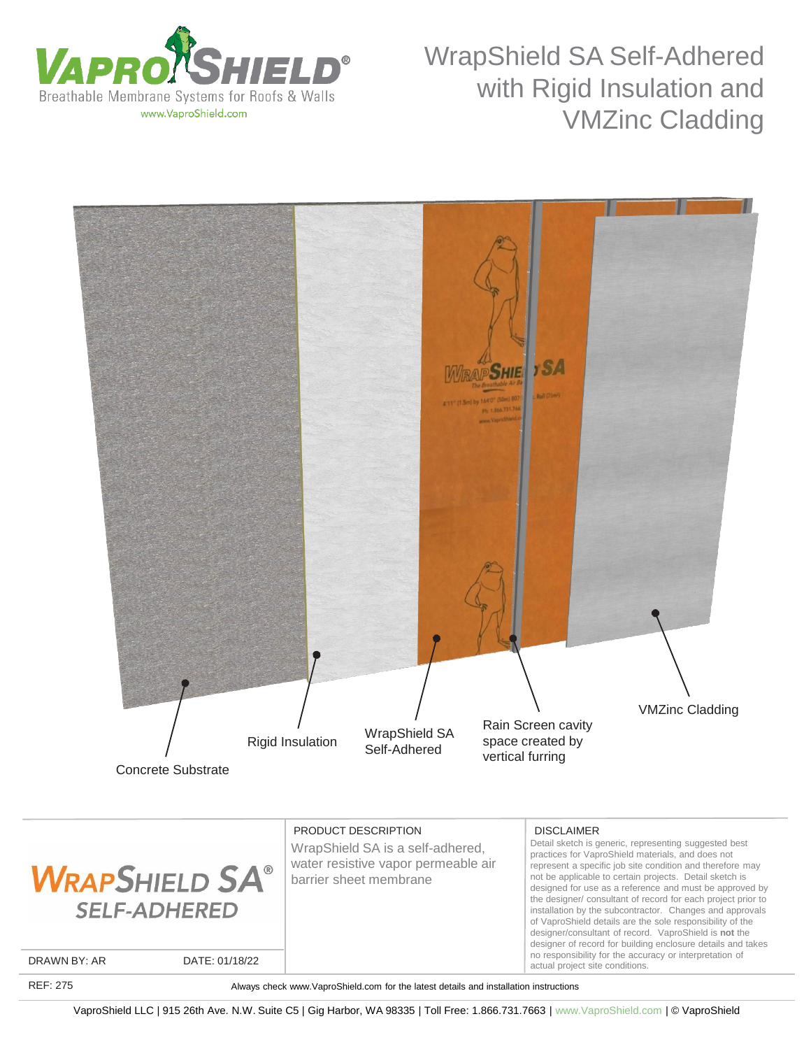# WrapShield SA Self-Adhered with Rigid Insulation and VMZinc Cladding

Concrete Substrate

Rigid Insulation

WrapShield SA Self-Adhered

Rain Screen cavity space created by vertical furring

VMZinc Cladding

**WRAPSHIELD SA® SELF-ADHERED**

DRAWN BY: AR

DATE: 01/18/22

REF: 275

PRODUCT DESCRIPTION

WrapShield SA is a self-adhered, water resistive vapor permeable air barrier sheet membrane

DISCLAIMER

Detail sketch is generic, representing suggested best practices for VaproShield materials, and does not represent a specific job site condition and therefore may not be applicable to certain projects. Detail sketch is designed for use as a reference and must be approved by the designer/ consultant of record for each project prior to installation by the subcontractor. Changes and approvals of VaproShield details are the sole responsibility of the designer/consultant of record. VaproShield is **not** the designer of record for building enclosure details and takes no responsibility for the accuracy or interpretation of actual project site conditions.

Always check www.VaproShield.com for the latest details and installation instructions

VaproShield LLC | 915 26th Ave. N.W. Suite C5 | Gig Harbor, WA 98335 | Toll Free: 1.866.731.7663 | www.VaproShield.com | © VaproShield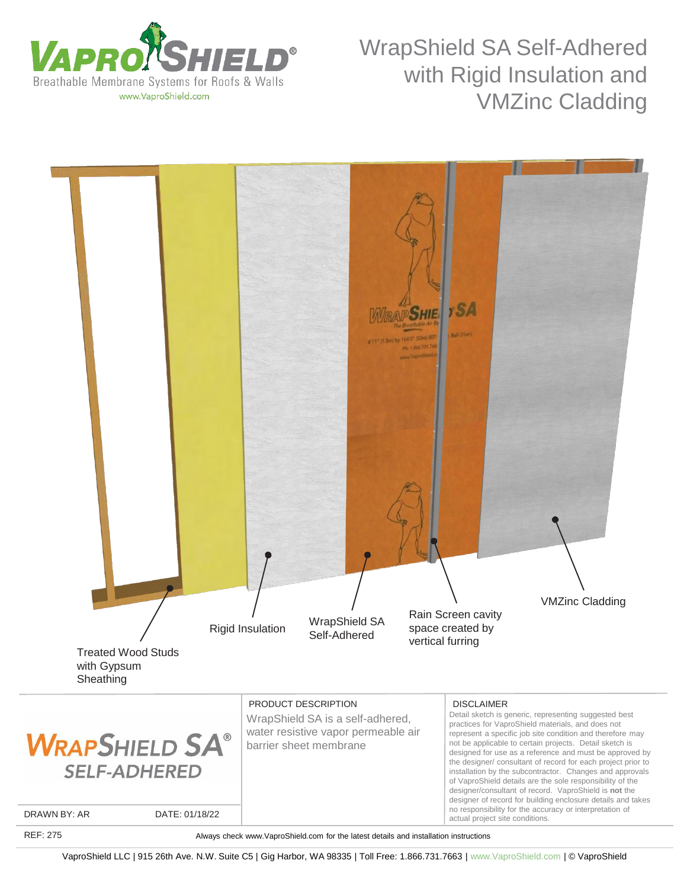VaproShield
Breathable Membrane Systems for Roofs & Walls
www.VaproShield.com

# WrapShield SA Self-Adhered with Rigid Insulation and VMZinc Cladding

Treated Wood Studs with Gypsum Sheathing

Rigid Insulation

WrapShield SA Self-Adhered

Rain Screen cavity space created by vertical furring

VMZinc Cladding

**WRAPSHIELD SA®**
**SELF-ADHERED**

DRAWN BY: AR

DATE: 01/18/22

PRODUCT DESCRIPTION

WrapShield SA is a self-adhered, water resistive vapor permeable air barrier sheet membrane

DISCLAIMER

Detail sketch is generic, representing suggested best practices for VaproShield materials, and does not represent a specific job site condition and therefore may not be applicable to certain projects. Detail sketch is designed for use as a reference and must be approved by the designer/ consultant of record for each project prior to installation by the subcontractor. Changes and approvals of VaproShield details are the sole responsibility of the designer/consultant of record. VaproShield is **not** the designer of record for building enclosure details and takes no responsibility for the accuracy or interpretation of actual project site conditions.

REF: 275

Always check www.VaproShield.com for the latest details and installation instructions

VaproShield LLC | 915 26th Ave. N.W. Suite C5 | Gig Harbor, WA 98335 | Toll Free: 1.866.731.7663 | www.VaproShield.com | © VaproShield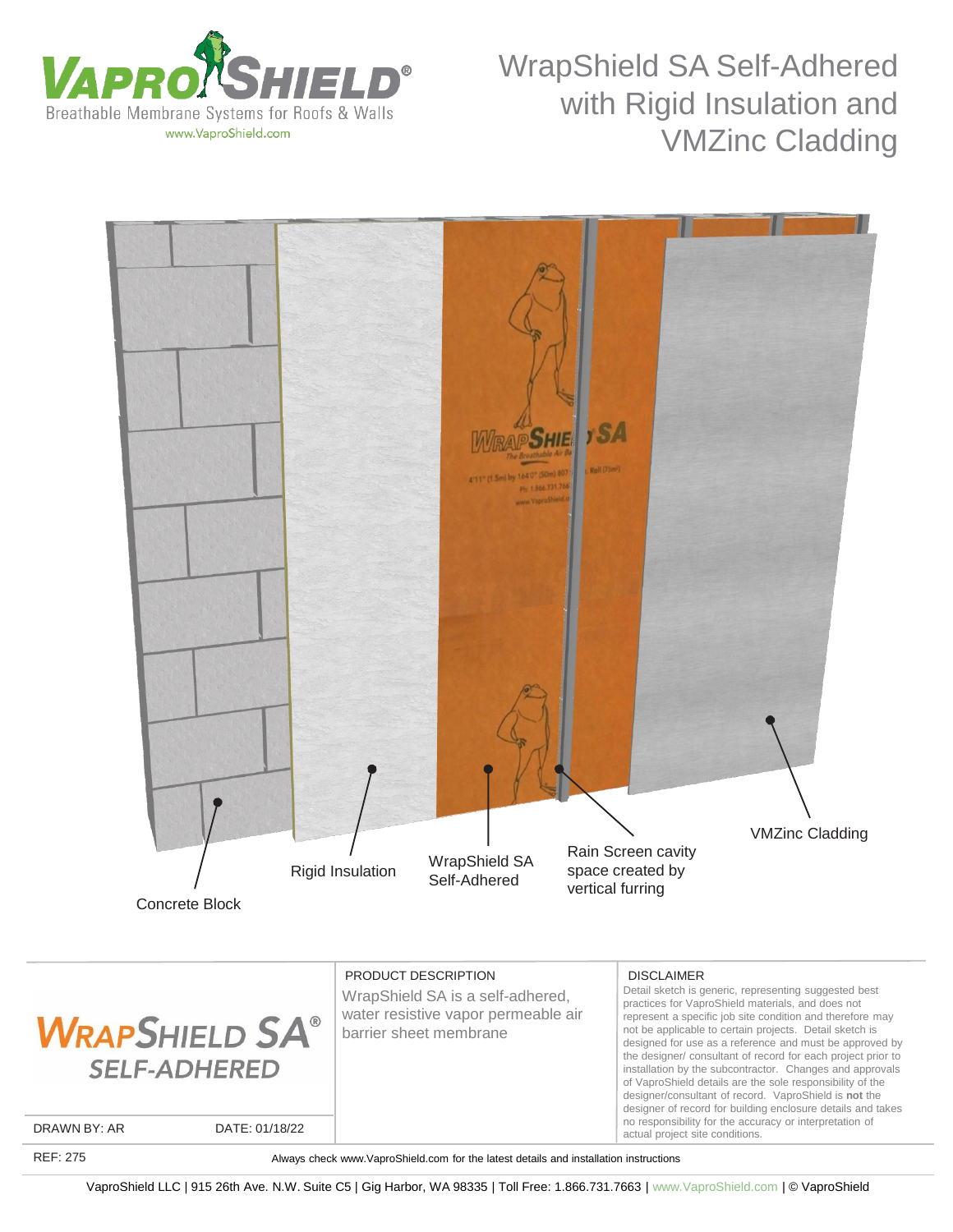# WrapShield SA Self-Adhered with Rigid Insulation and VMZinc Cladding

VAPROSHIELD®
Breathable Membrane Systems for Roofs & Walls
www.VaproShield.com

Concrete Block

Rigid Insulation

WrapShield SA Self-Adhered

Rain Screen cavity space created by vertical furring

VMZinc Cladding

**WRAPSHIELD SA® SELF-ADHERED**

DRAWN BY: AR

DATE: 01/18/22

## PRODUCT DESCRIPTION

WrapShield SA is a self-adhered, water resistive vapor permeable air barrier sheet membrane

## DISCLAIMER

Detail sketch is generic, representing suggested best practices for VaproShield materials, and does not represent a specific job site condition and therefore may not be applicable to certain projects. Detail sketch is designed for use as a reference and must be approved by the designer/ consultant of record for each project prior to installation by the subcontractor. Changes and approvals of VaproShield details are the sole responsibility of the designer/consultant of record. VaproShield is **not** the designer of record for building enclosure details and takes no responsibility for the accuracy or interpretation of actual project site conditions.

REF: 275

Always check www.VaproShield.com for the latest details and installation instructions

VaproShield LLC | 915 26th Ave. N.W. Suite C5 | Gig Harbor, WA 98335 | Toll Free: 1.866.731.7663 | www.VaproShield.com | © VaproShield